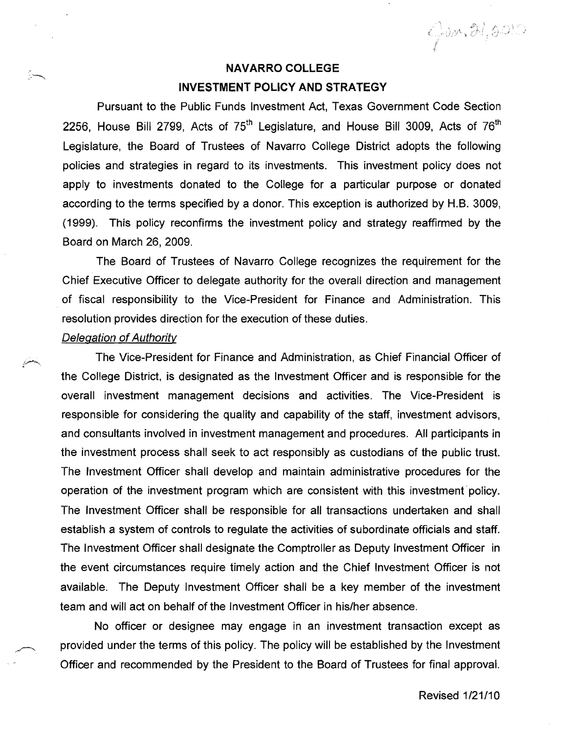# NAVARRO COLLEGE

## INVESTMENT POLICY AND STRATEGY

Pursuant to the Public Funds Investment Act, Texas Government Code Section 2256, House Bill 2799, Acts of 75th Legislature, and House Bill 3009, Acts of 76th Legislature, the Board of Trustees of Navarro College District adopts the following policies and strategies in regard to its investments. This investment policy does not apply to investments donated to the College for a particular purpose or donated according to the terms specified by a donor. This exception is authorized by H.B. 3009, (1999). This policy reconfirms the investment policy and strategy reaffirmed by the Board on March 26, 2009.

The Board of Trustees of Navarro College recognizes the requirement for the Chief Executive Officer to delegate authority for the overall direction and management of fiscal responsibility to the Vice-President for Finance and Administration. This resolution provides direction for the execution of these duties.

*Delegation of Authority*

The Vice-President for Finance and Administration, as Chief Financial Officer of the College District, is designated as the Investment Officer and is responsible for the overall investment management decisions and activities. The Vice-President is responsible for considering the quality and capability of the staff, investment advisors, and consultants involved in investment management and procedures. All participants in the investment process shall seek to act responsibly as custodians of the public trust. The Investment Officer shall develop and maintain administrative procedures for the operation of the investment program which are consistent with this investment policy. The Investment Officer shall be responsible for all transactions undertaken and shall establish a system of controls to regulate the activities of subordinate officials and staff. The Investment Officer shall designate the Comptroller as Deputy Investment Officer in the event circumstances require timely action and the Chief Investment Officer is not available. The Deputy Investment Officer shall be a key member of the investment team and will act on behalf of the Investment Officer in his/her absence.

No officer or designee may engage in an investment transaction except as provided under the terms of this policy. The policy will be established by the Investment Officer and recommended by the President to the Board of Trustees for final approval.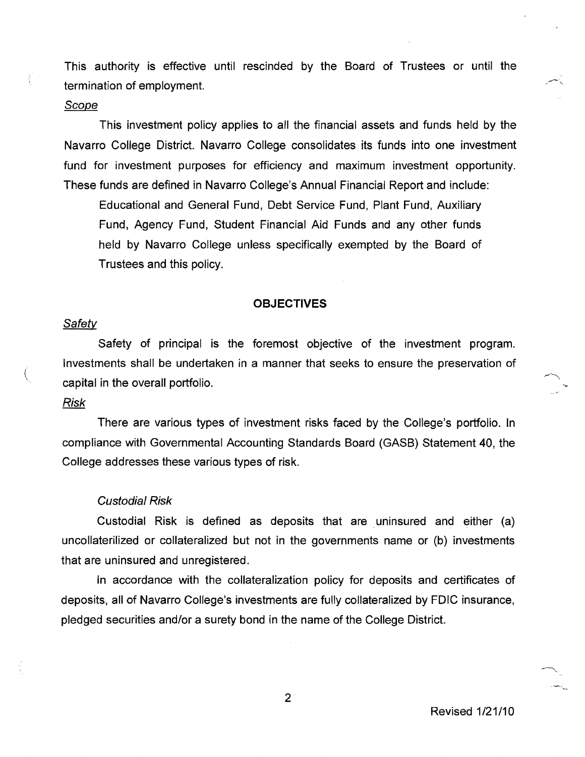This authority is effective until rescinded by the Board of Trustees or until the termination of employment.

*Scope*

This investment policy applies to all the financial assets and funds held by the Navarro College District. Navarro College consolidates its funds into one investment fund for investment purposes for efficiency and maximum investment opportunity. These funds are defined in Navarro College's Annual Financial Report and include:

> Educational and General Fund, Debt Service Fund, Plant Fund, Auxiliary Fund, Agency Fund, Student Financial Aid Funds and any other funds held by Navarro College unless specifically exempted by the Board of Trustees and this policy.

## OBJECTIVES

*Safety*

Safety of principal is the foremost objective of the investment program. Investments shall be undertaken in a manner that seeks to ensure the preservation of capital in the overall portfolio.

*Risk*

There are various types of investment risks faced by the College's portfolio. In compliance with Governmental Accounting Standards Board (GASB) Statement 40, the College addresses these various types of risk.

*Custodial Risk*

Custodial Risk is defined as deposits that are uninsured and either (a) uncollaterilized or collateralized but not in the governments name or (b) investments that are uninsured and unregistered.

In accordance with the collateralization policy for deposits and certificates of deposits, all of Navarro College's investments are fully collateralized by FDIC insurance, pledged securities and/or a surety bond in the name of the College District.

Revised 1/21/10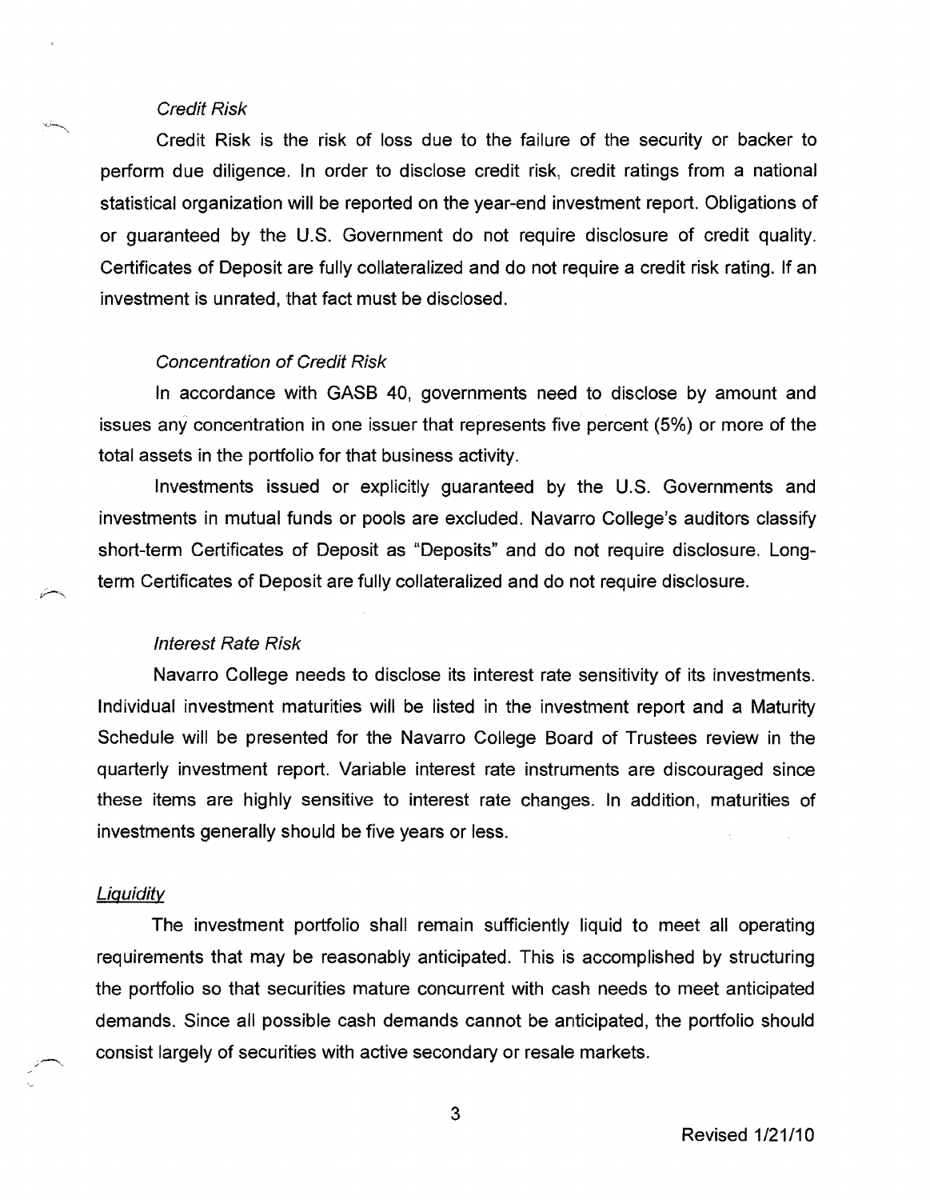*Credit Risk*

Credit Risk is the risk of loss due to the failure of the security or backer to perform due diligence. In order to disclose credit risk, credit ratings from a national statistical organization will be reported on the year-end investment report. Obligations of or guaranteed by the U.S. Government do not require disclosure of credit quality. Certificates of Deposit are fully collateralized and do not require a credit risk rating. If an investment is unrated, that fact must be disclosed.

*Concentration of Credit Risk*

In accordance with GASB 40, governments need to disclose by amount and issues any concentration in one issuer that represents five percent (5%) or more of the total assets in the portfolio for that business activity.

Investments issued or explicitly guaranteed by the U.S. Governments and investments in mutual funds or pools are excluded. Navarro College's auditors classify short-term Certificates of Deposit as "Deposits" and do not require disclosure. Long-term Certificates of Deposit are fully collateralized and do not require disclosure.

*Interest Rate Risk*

Navarro College needs to disclose its interest rate sensitivity of its investments. Individual investment maturities will be listed in the investment report and a Maturity Schedule will be presented for the Navarro College Board of Trustees review in the quarterly investment report. Variable interest rate instruments are discouraged since these items are highly sensitive to interest rate changes. In addition, maturities of investments generally should be five years or less.

*Liquidity*

The investment portfolio shall remain sufficiently liquid to meet all operating requirements that may be reasonably anticipated. This is accomplished by structuring the portfolio so that securities mature concurrent with cash needs to meet anticipated demands. Since all possible cash demands cannot be anticipated, the portfolio should consist largely of securities with active secondary or resale markets.

Revised 1/21/10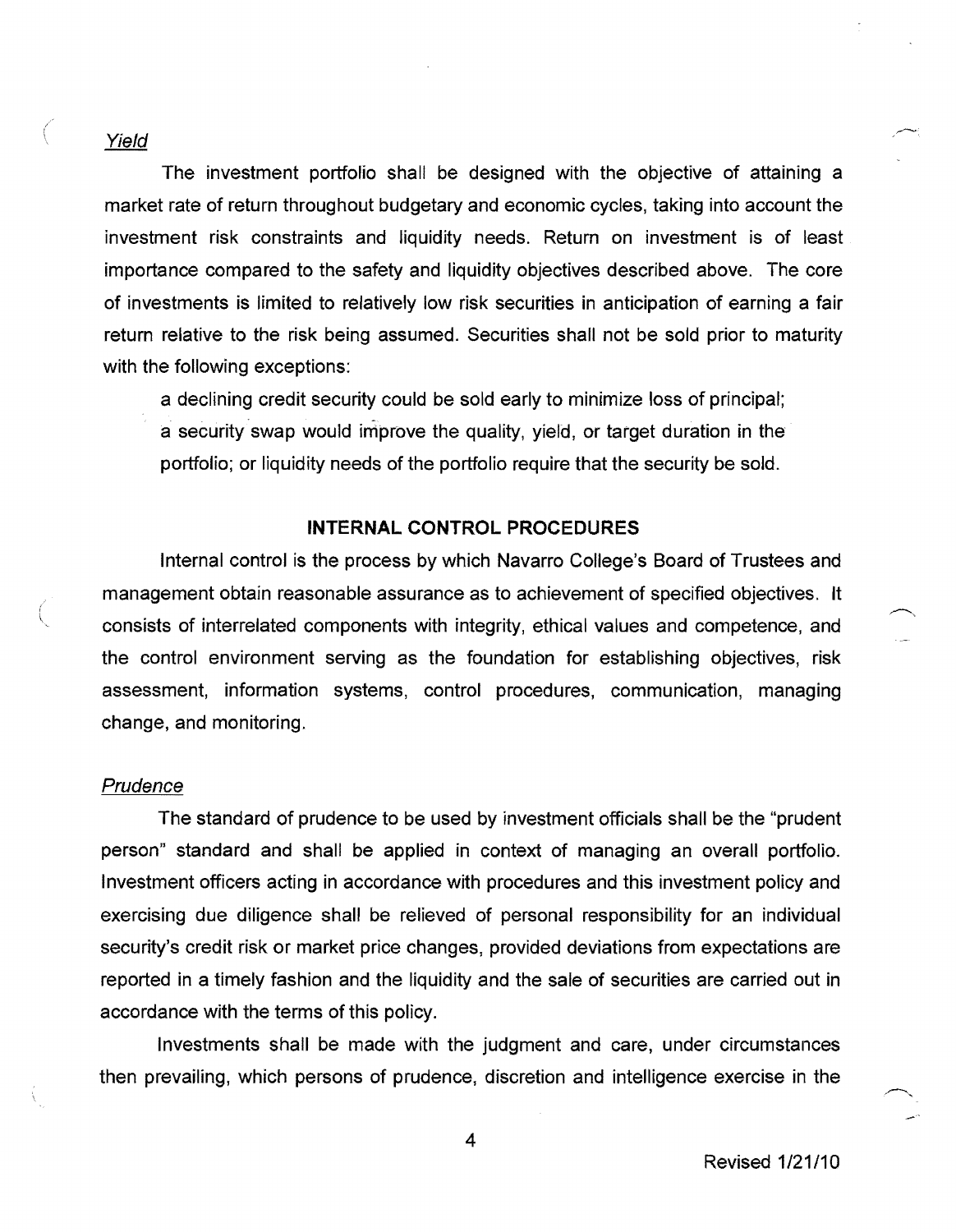*Yield*

The investment portfolio shall be designed with the objective of attaining a market rate of return throughout budgetary and economic cycles, taking into account the investment risk constraints and liquidity needs. Return on investment is of least importance compared to the safety and liquidity objectives described above. The core of investments is limited to relatively low risk securities in anticipation of earning a fair return relative to the risk being assumed. Securities shall not be sold prior to maturity with the following exceptions:

a declining credit security could be sold early to minimize loss of principal; a security swap would improve the quality, yield, or target duration in the portfolio; or liquidity needs of the portfolio require that the security be sold.

## INTERNAL CONTROL PROCEDURES

Internal control is the process by which Navarro College's Board of Trustees and management obtain reasonable assurance as to achievement of specified objectives. It consists of interrelated components with integrity, ethical values and competence, and the control environment serving as the foundation for establishing objectives, risk assessment, information systems, control procedures, communication, managing change, and monitoring.

*Prudence*

The standard of prudence to be used by investment officials shall be the "prudent person" standard and shall be applied in context of managing an overall portfolio. Investment officers acting in accordance with procedures and this investment policy and exercising due diligence shall be relieved of personal responsibility for an individual security's credit risk or market price changes, provided deviations from expectations are reported in a timely fashion and the liquidity and the sale of securities are carried out in accordance with the terms of this policy.

Investments shall be made with the judgment and care, under circumstances then prevailing, which persons of prudence, discretion and intelligence exercise in the

Revised 1/21/10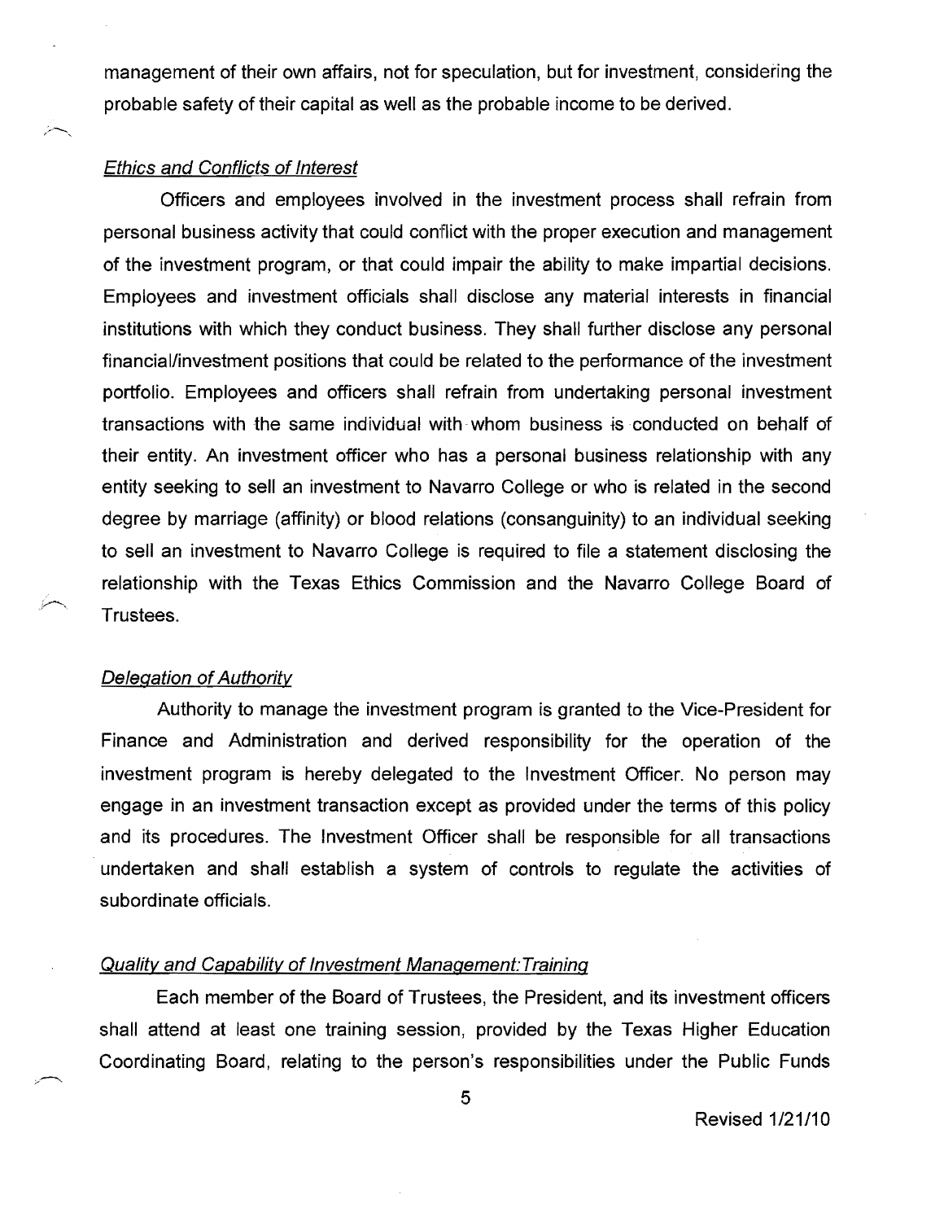management of their own affairs, not for speculation, but for investment, considering the probable safety of their capital as well as the probable income to be derived.

*Ethics and Conflicts of Interest*

Officers and employees involved in the investment process shall refrain from personal business activity that could conflict with the proper execution and management of the investment program, or that could impair the ability to make impartial decisions. Employees and investment officials shall disclose any material interests in financial institutions with which they conduct business. They shall further disclose any personal financial/investment positions that could be related to the performance of the investment portfolio. Employees and officers shall refrain from undertaking personal investment transactions with the same individual with whom business is conducted on behalf of their entity. An investment officer who has a personal business relationship with any entity seeking to sell an investment to Navarro College or who is related in the second degree by marriage (affinity) or blood relations (consanguinity) to an individual seeking to sell an investment to Navarro College is required to file a statement disclosing the relationship with the Texas Ethics Commission and the Navarro College Board of Trustees.

*Delegation of Authority*

Authority to manage the investment program is granted to the Vice-President for Finance and Administration and derived responsibility for the operation of the investment program is hereby delegated to the Investment Officer. No person may engage in an investment transaction except as provided under the terms of this policy and its procedures. The Investment Officer shall be responsible for all transactions undertaken and shall establish a system of controls to regulate the activities of subordinate officials.

*Quality and Capability of Investment Management:Training*

Each member of the Board of Trustees, the President, and its investment officers shall attend at least one training session, provided by the Texas Higher Education Coordinating Board, relating to the person's responsibilities under the Public Funds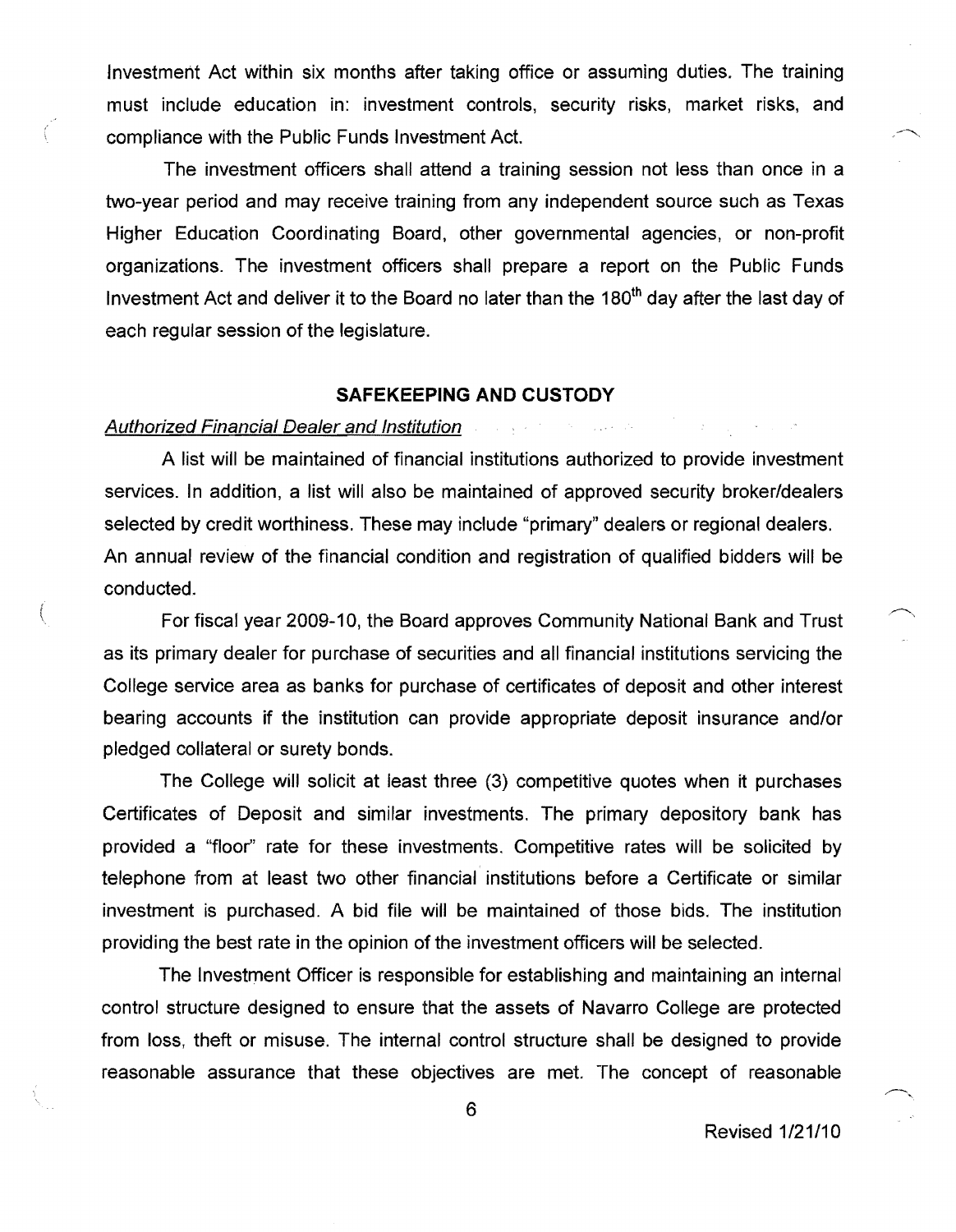Investment Act within six months after taking office or assuming duties. The training must include education in: investment controls, security risks, market risks, and compliance with the Public Funds Investment Act.

The investment officers shall attend a training session not less than once in a two-year period and may receive training from any independent source such as Texas Higher Education Coordinating Board, other governmental agencies, or non-profit organizations. The investment officers shall prepare a report on the Public Funds Investment Act and deliver it to the Board no later than the 180th day after the last day of each regular session of the legislature.

## SAFEKEEPING AND CUSTODY

*Authorized Financial Dealer and Institution*

A list will be maintained of financial institutions authorized to provide investment services. In addition, a list will also be maintained of approved security broker/dealers selected by credit worthiness. These may include "primary" dealers or regional dealers. An annual review of the financial condition and registration of qualified bidders will be conducted.

For fiscal year 2009-10, the Board approves Community National Bank and Trust as its primary dealer for purchase of securities and all financial institutions servicing the College service area as banks for purchase of certificates of deposit and other interest bearing accounts if the institution can provide appropriate deposit insurance and/or pledged collateral or surety bonds.

The College will solicit at least three (3) competitive quotes when it purchases Certificates of Deposit and similar investments. The primary depository bank has provided a "floor" rate for these investments. Competitive rates will be solicited by telephone from at least two other financial institutions before a Certificate or similar investment is purchased. A bid file will be maintained of those bids. The institution providing the best rate in the opinion of the investment officers will be selected.

The Investment Officer is responsible for establishing and maintaining an internal control structure designed to ensure that the assets of Navarro College are protected from loss, theft or misuse. The internal control structure shall be designed to provide reasonable assurance that these objectives are met. The concept of reasonable

Revised 1/21/10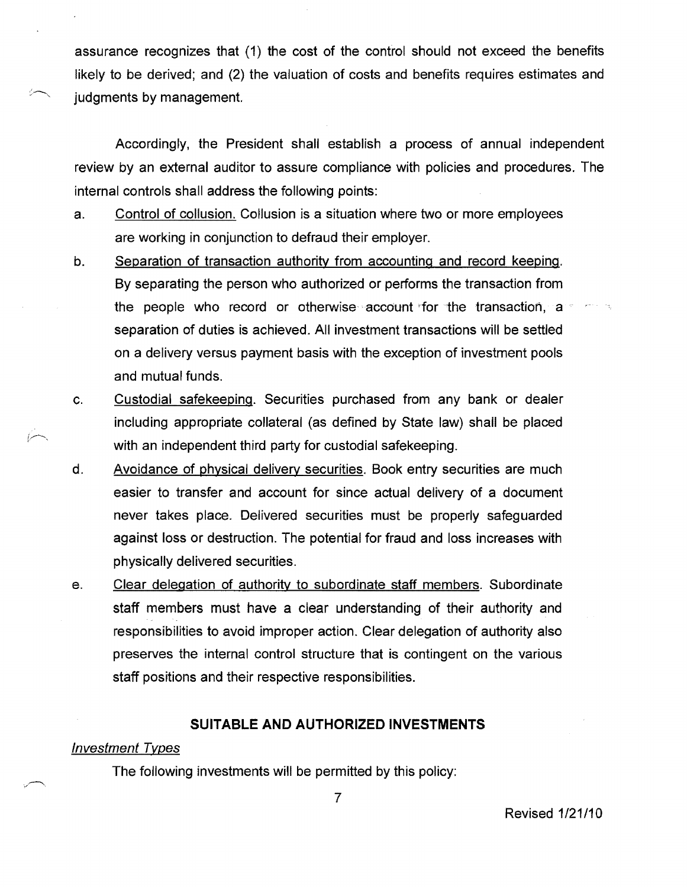assurance recognizes that (1) the cost of the control should not exceed the benefits likely to be derived; and (2) the valuation of costs and benefits requires estimates and judgments by management.

Accordingly, the President shall establish a process of annual independent review by an external auditor to assure compliance with policies and procedures. The internal controls shall address the following points:

a. Control of collusion. Collusion is a situation where two or more employees are working in conjunction to defraud their employer.

b. Separation of transaction authority from accounting and record keeping. By separating the person who authorized or performs the transaction from the people who record or otherwise account for the transaction, a separation of duties is achieved. All investment transactions will be settled on a delivery versus payment basis with the exception of investment pools and mutual funds.

c. Custodial safekeeping. Securities purchased from any bank or dealer including appropriate collateral (as defined by State law) shall be placed with an independent third party for custodial safekeeping.

d. Avoidance of physical delivery securities. Book entry securities are much easier to transfer and account for since actual delivery of a document never takes place. Delivered securities must be properly safeguarded against loss or destruction. The potential for fraud and loss increases with physically delivered securities.

e. Clear delegation of authority to subordinate staff members. Subordinate staff members must have a clear understanding of their authority and responsibilities to avoid improper action. Clear delegation of authority also preserves the internal control structure that is contingent on the various staff positions and their respective responsibilities.

## SUITABLE AND AUTHORIZED INVESTMENTS

*Investment Types*

The following investments will be permitted by this policy:

Revised 1/21/10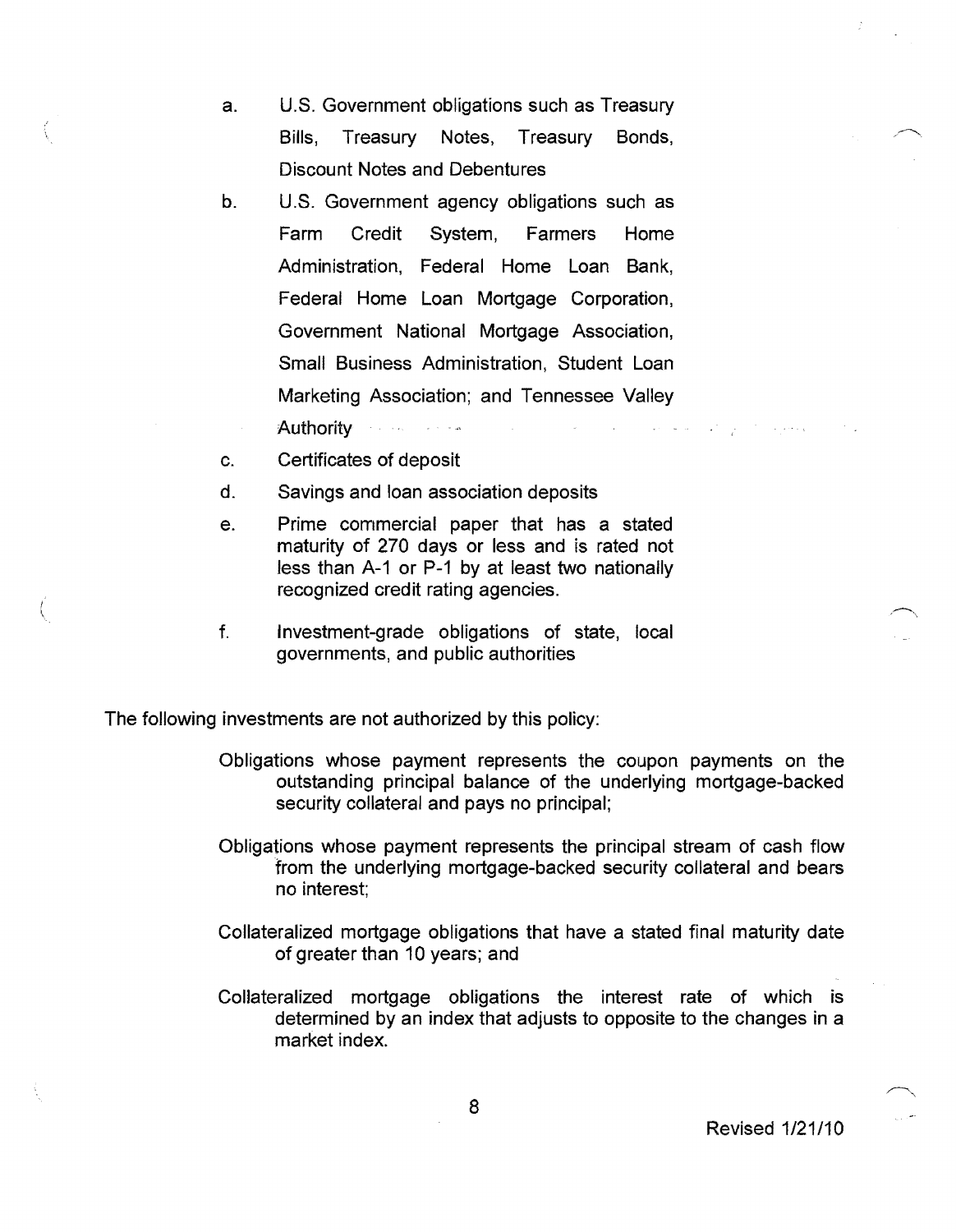a. U.S. Government obligations such as Treasury Bills, Treasury Notes, Treasury Bonds, Discount Notes and Debentures

b. U.S. Government agency obligations such as Farm Credit System, Farmers Home Administration, Federal Home Loan Bank, Federal Home Loan Mortgage Corporation, Government National Mortgage Association, Small Business Administration, Student Loan Marketing Association; and Tennessee Valley Authority

c. Certificates of deposit

d. Savings and loan association deposits

e. Prime commercial paper that has a stated maturity of 270 days or less and is rated not less than A-1 or P-1 by at least two nationally recognized credit rating agencies.

f. Investment-grade obligations of state, local governments, and public authorities

The following investments are not authorized by this policy:

Obligations whose payment represents the coupon payments on the outstanding principal balance of the underlying mortgage-backed security collateral and pays no principal;

Obligations whose payment represents the principal stream of cash flow from the underlying mortgage-backed security collateral and bears no interest;

Collateralized mortgage obligations that have a stated final maturity date of greater than 10 years; and

Collateralized mortgage obligations the interest rate of which is determined by an index that adjusts to opposite to the changes in a market index.

Revised 1/21/10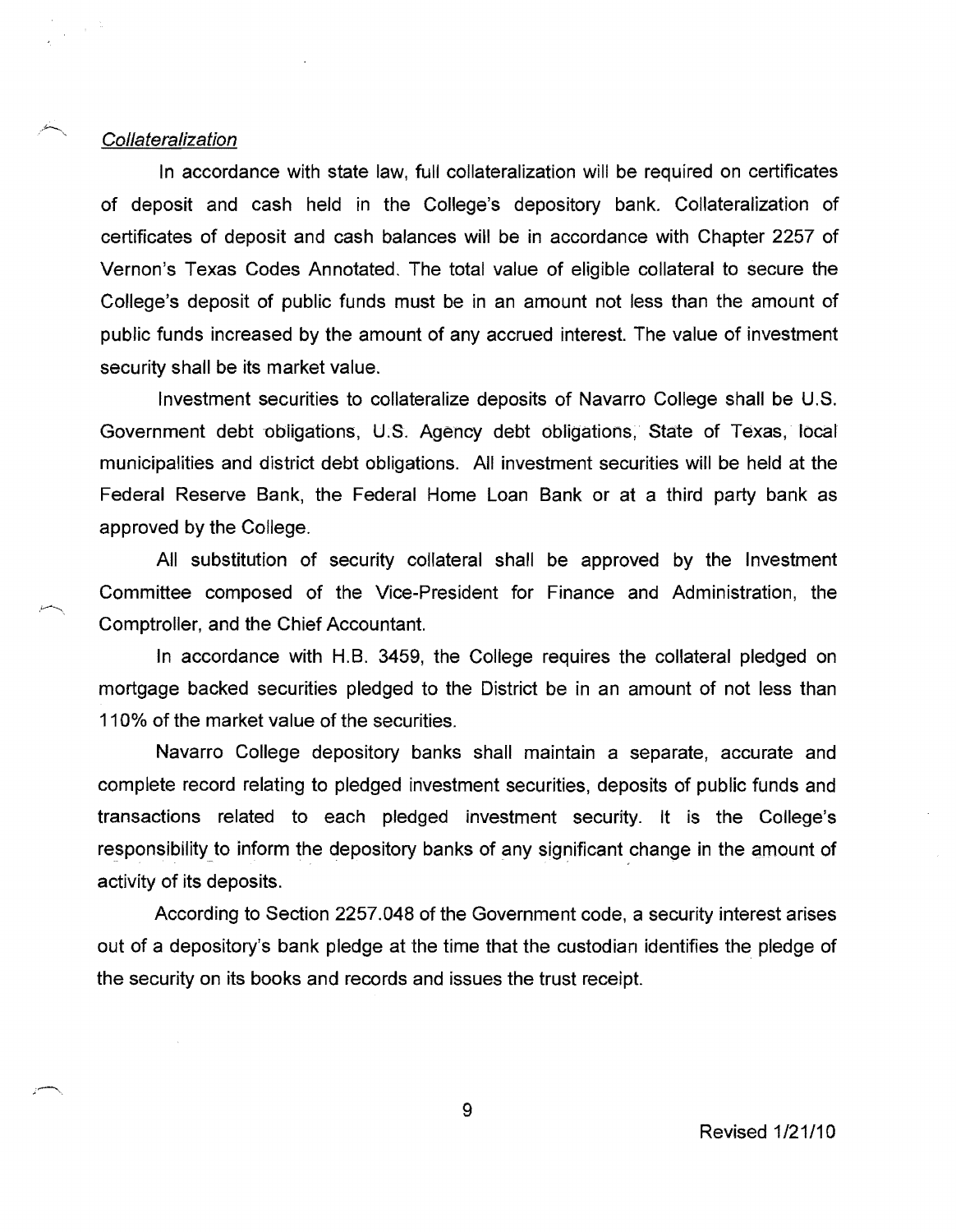*Collateralization*

In accordance with state law, full collateralization will be required on certificates of deposit and cash held in the College's depository bank. Collateralization of certificates of deposit and cash balances will be in accordance with Chapter 2257 of Vernon's Texas Codes Annotated. The total value of eligible collateral to secure the College's deposit of public funds must be in an amount not less than the amount of public funds increased by the amount of any accrued interest. The value of investment security shall be its market value.

Investment securities to collateralize deposits of Navarro College shall be U.S. Government debt obligations, U.S. Agency debt obligations, State of Texas, local municipalities and district debt obligations. All investment securities will be held at the Federal Reserve Bank, the Federal Home Loan Bank or at a third party bank as approved by the College.

All substitution of security collateral shall be approved by the Investment Committee composed of the Vice-President for Finance and Administration, the Comptroller, and the Chief Accountant.

In accordance with H.B. 3459, the College requires the collateral pledged on mortgage backed securities pledged to the District be in an amount of not less than 110% of the market value of the securities.

Navarro College depository banks shall maintain a separate, accurate and complete record relating to pledged investment securities, deposits of public funds and transactions related to each pledged investment security. It is the College's responsibility to inform the depository banks of any significant change in the amount of activity of its deposits.

According to Section 2257.048 of the Government code, a security interest arises out of a depository's bank pledge at the time that the custodian identifies the pledge of the security on its books and records and issues the trust receipt.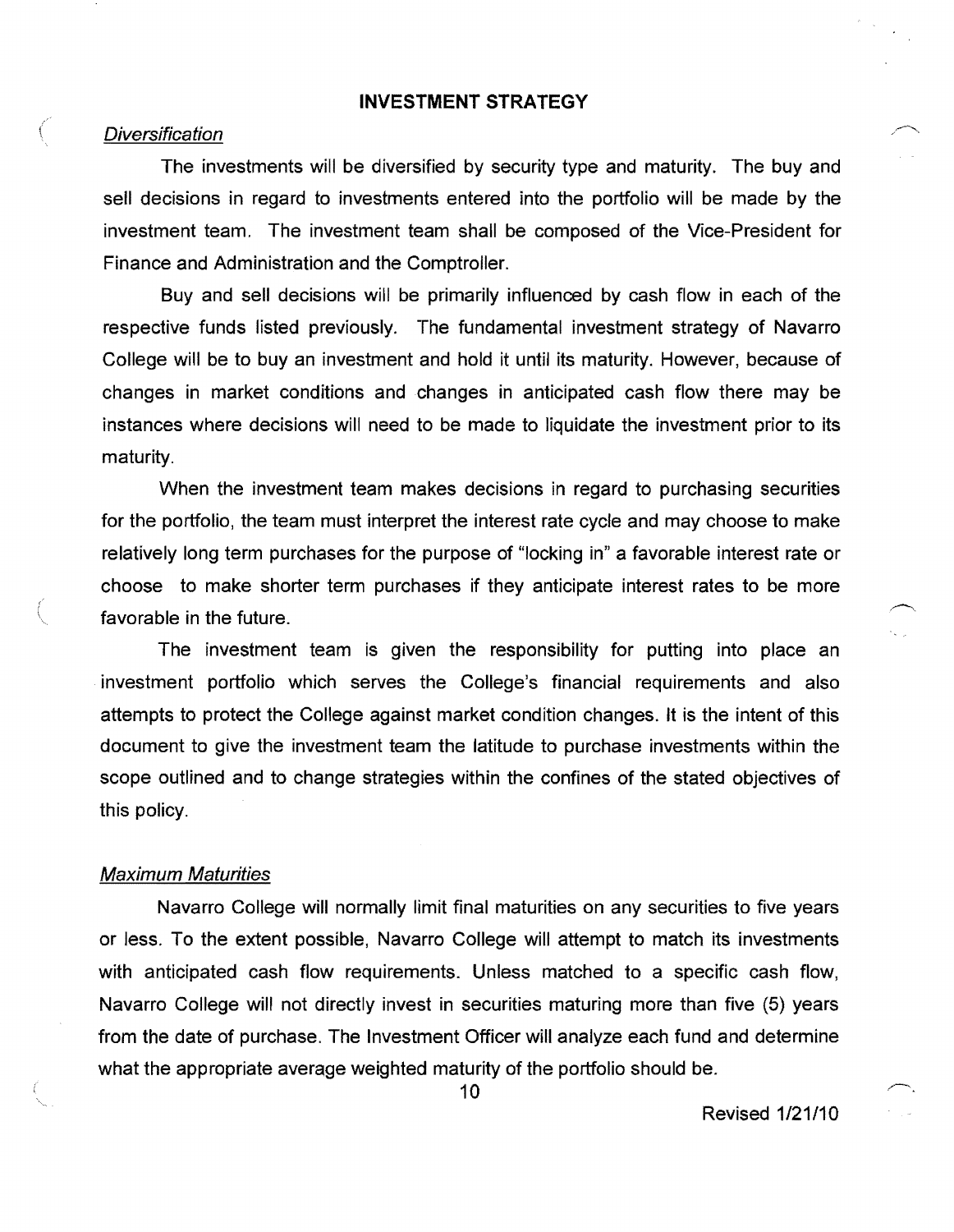## INVESTMENT STRATEGY

### *Diversification*

The investments will be diversified by security type and maturity. The buy and sell decisions in regard to investments entered into the portfolio will be made by the investment team. The investment team shall be composed of the Vice-President for Finance and Administration and the Comptroller.

Buy and sell decisions will be primarily influenced by cash flow in each of the respective funds listed previously. The fundamental investment strategy of Navarro College will be to buy an investment and hold it until its maturity. However, because of changes in market conditions and changes in anticipated cash flow there may be instances where decisions will need to be made to liquidate the investment prior to its maturity.

When the investment team makes decisions in regard to purchasing securities for the portfolio, the team must interpret the interest rate cycle and may choose to make relatively long term purchases for the purpose of "locking in" a favorable interest rate or choose to make shorter term purchases if they anticipate interest rates to be more favorable in the future.

The investment team is given the responsibility for putting into place an investment portfolio which serves the College's financial requirements and also attempts to protect the College against market condition changes. It is the intent of this document to give the investment team the latitude to purchase investments within the scope outlined and to change strategies within the confines of the stated objectives of this policy.

### *Maximum Maturities*

Navarro College will normally limit final maturities on any securities to five years or less. To the extent possible, Navarro College will attempt to match its investments with anticipated cash flow requirements. Unless matched to a specific cash flow, Navarro College will not directly invest in securities maturing more than five (5) years from the date of purchase. The Investment Officer will analyze each fund and determine what the appropriate average weighted maturity of the portfolio should be.

Revised 1/21/10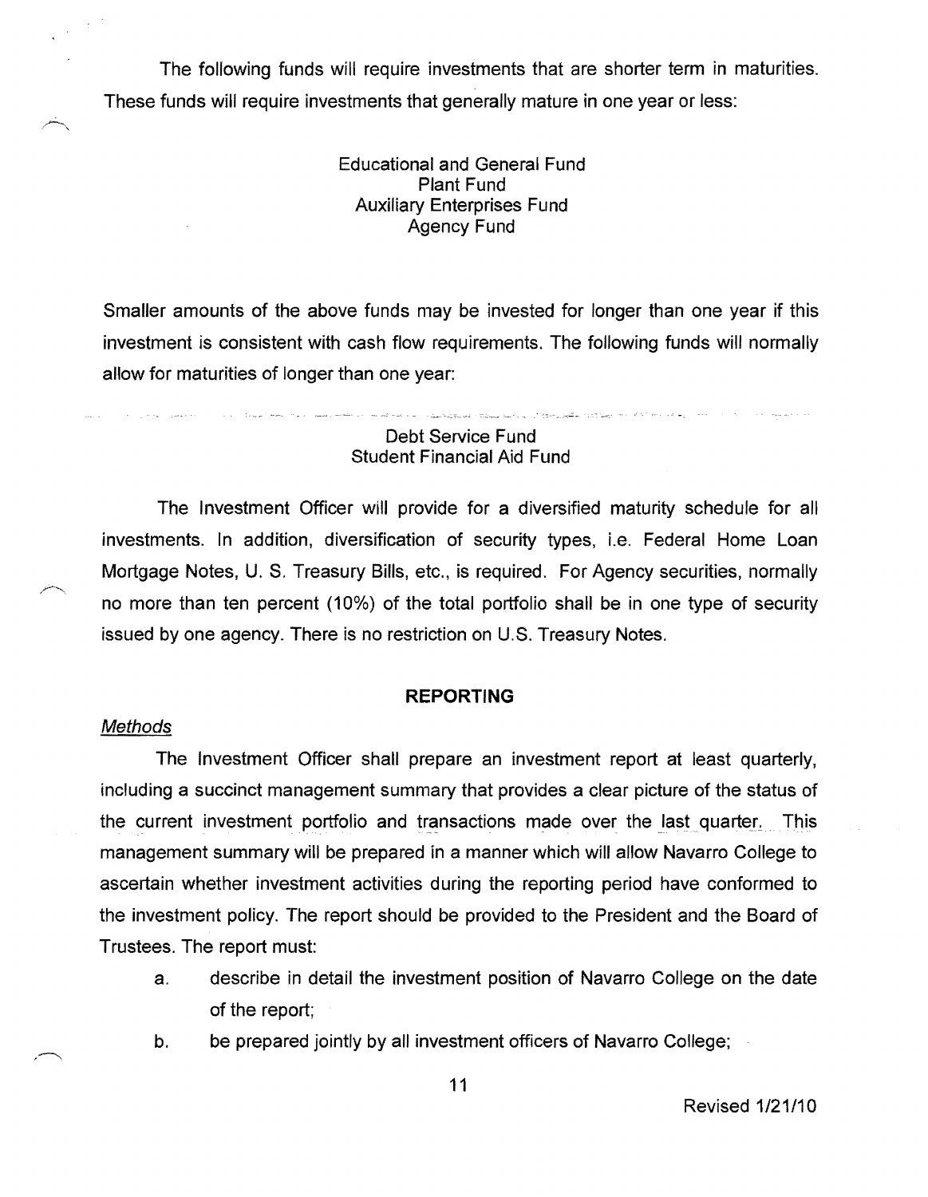The following funds will require investments that are shorter term in maturities. These funds will require investments that generally mature in one year or less:

Educational and General Fund
Plant Fund
Auxiliary Enterprises Fund
Agency Fund

Smaller amounts of the above funds may be invested for longer than one year if this investment is consistent with cash flow requirements. The following funds will normally allow for maturities of longer than one year:

Debt Service Fund
Student Financial Aid Fund

The Investment Officer will provide for a diversified maturity schedule for all investments. In addition, diversification of security types, i.e. Federal Home Loan Mortgage Notes, U. S. Treasury Bills, etc., is required. For Agency securities, normally no more than ten percent (10%) of the total portfolio shall be in one type of security issued by one agency. There is no restriction on U.S. Treasury Notes.

## REPORTING

*Methods*

The Investment Officer shall prepare an investment report at least quarterly, including a succinct management summary that provides a clear picture of the status of the current investment portfolio and transactions made over the last quarter. This management summary will be prepared in a manner which will allow Navarro College to ascertain whether investment activities during the reporting period have conformed to the investment policy. The report should be provided to the President and the Board of Trustees. The report must:

a. describe in detail the investment position of Navarro College on the date of the report;

b. be prepared jointly by all investment officers of Navarro College;

Revised 1/21/10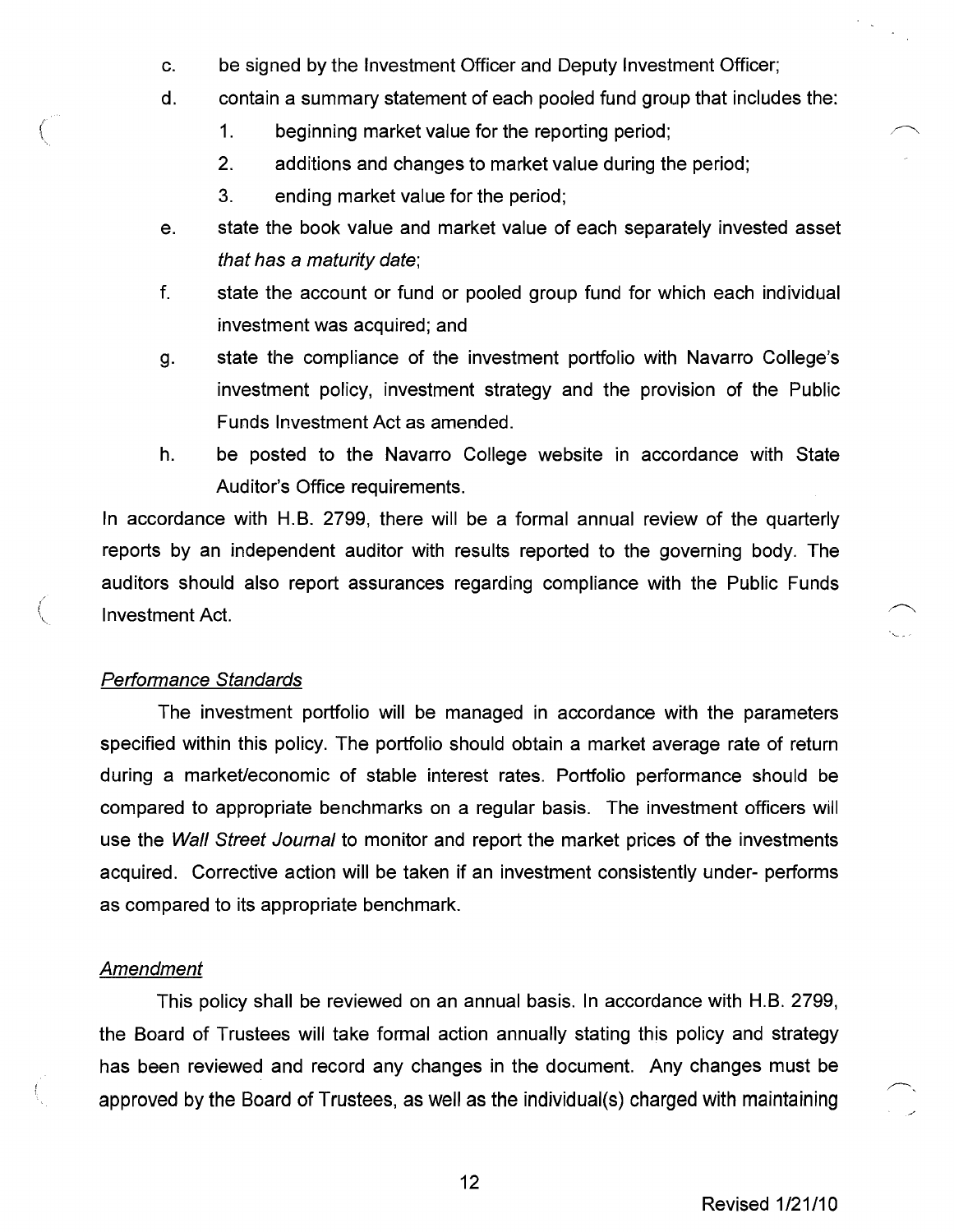c. be signed by the Investment Officer and Deputy Investment Officer;

d. contain a summary statement of each pooled fund group that includes the:

   1. beginning market value for the reporting period;
   2. additions and changes to market value during the period;
   3. ending market value for the period;

e. state the book value and market value of each separately invested asset *that has a maturity date*;

f. state the account or fund or pooled group fund for which each individual investment was acquired; and

g. state the compliance of the investment portfolio with Navarro College's investment policy, investment strategy and the provision of the Public Funds Investment Act as amended.

h. be posted to the Navarro College website in accordance with State Auditor's Office requirements.

In accordance with H.B. 2799, there will be a formal annual review of the quarterly reports by an independent auditor with results reported to the governing body. The auditors should also report assurances regarding compliance with the Public Funds Investment Act.

*Performance Standards*

The investment portfolio will be managed in accordance with the parameters specified within this policy. The portfolio should obtain a market average rate of return during a market/economic of stable interest rates. Portfolio performance should be compared to appropriate benchmarks on a regular basis. The investment officers will use the *Wall Street Journal* to monitor and report the market prices of the investments acquired. Corrective action will be taken if an investment consistently under- performs as compared to its appropriate benchmark.

*Amendment*

This policy shall be reviewed on an annual basis. In accordance with H.B. 2799, the Board of Trustees will take formal action annually stating this policy and strategy has been reviewed and record any changes in the document. Any changes must be approved by the Board of Trustees, as well as the individual(s) charged with maintaining

Revised 1/21/10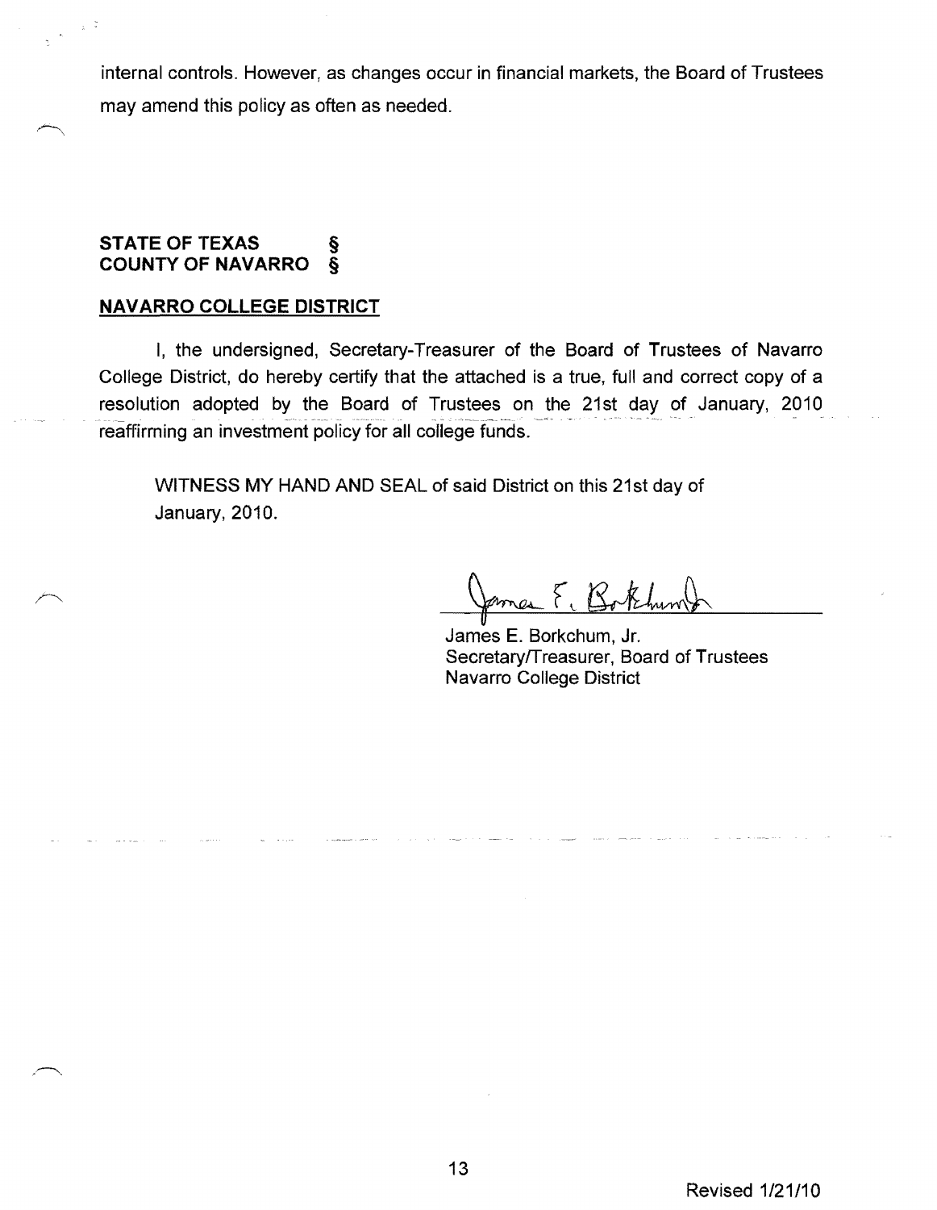internal controls. However, as changes occur in financial markets, the Board of Trustees may amend this policy as often as needed.

**STATE OF TEXAS §**
**COUNTY OF NAVARRO §**

**NAVARRO COLLEGE DISTRICT**

I, the undersigned, Secretary-Treasurer of the Board of Trustees of Navarro College District, do hereby certify that the attached is a true, full and correct copy of a resolution adopted by the Board of Trustees on the 21st day of January, 2010 reaffirming an investment policy for all college funds.

WITNESS MY HAND AND SEAL of said District on this 21st day of January, 2010.

James E. Borkchum, Jr.
Secretary/Treasurer, Board of Trustees
Navarro College District

Revised 1/21/10